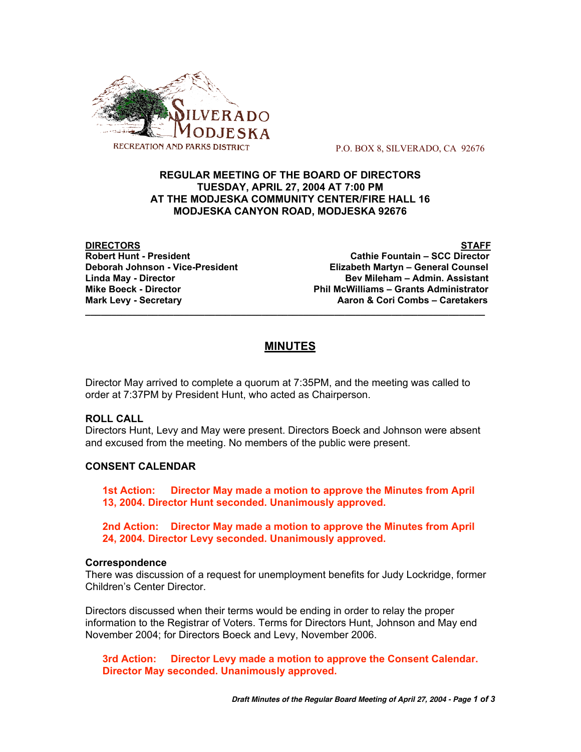SILVERADO MODJESKA RECREATION AND PARKS DISTRICT

P.O. BOX 8, SILVERADO, CA 92676

**REGULAR MEETING OF THE BOARD OF DIRECTORS**
**TUESDAY, APRIL 27, 2004 AT 7:00 PM**
**AT THE MODJESKA COMMUNITY CENTER/FIRE HALL 16**
**MODJESKA CANYON ROAD, MODJESKA 92676**

| DIRECTORS | STAFF |
|---|---|
| **Robert Hunt - President** | **Cathie Fountain – SCC Director** |
| **Deborah Johnson - Vice-President** | **Elizabeth Martyn – General Counsel** |
| **Linda May - Director** | **Bev Mileham – Admin. Assistant** |
| **Mike Boeck - Director** | **Phil McWilliams – Grants Administrator** |
| **Mark Levy - Secretary** | **Aaron & Cori Combs – Caretakers** |

## MINUTES

Director May arrived to complete a quorum at 7:35PM, and the meeting was called to order at 7:37PM by President Hunt, who acted as Chairperson.

### ROLL CALL

Directors Hunt, Levy and May were present. Directors Boeck and Johnson were absent and excused from the meeting. No members of the public were present.

### CONSENT CALENDAR

**1st Action: Director May made a motion to approve the Minutes from April 13, 2004. Director Hunt seconded. Unanimously approved.**

**2nd Action: Director May made a motion to approve the Minutes from April 24, 2004. Director Levy seconded. Unanimously approved.**

#### Correspondence

There was discussion of a request for unemployment benefits for Judy Lockridge, former Children's Center Director.

Directors discussed when their terms would be ending in order to relay the proper information to the Registrar of Voters. Terms for Directors Hunt, Johnson and May end November 2004; for Directors Boeck and Levy, November 2006.

**3rd Action: Director Levy made a motion to approve the Consent Calendar. Director May seconded. Unanimously approved.**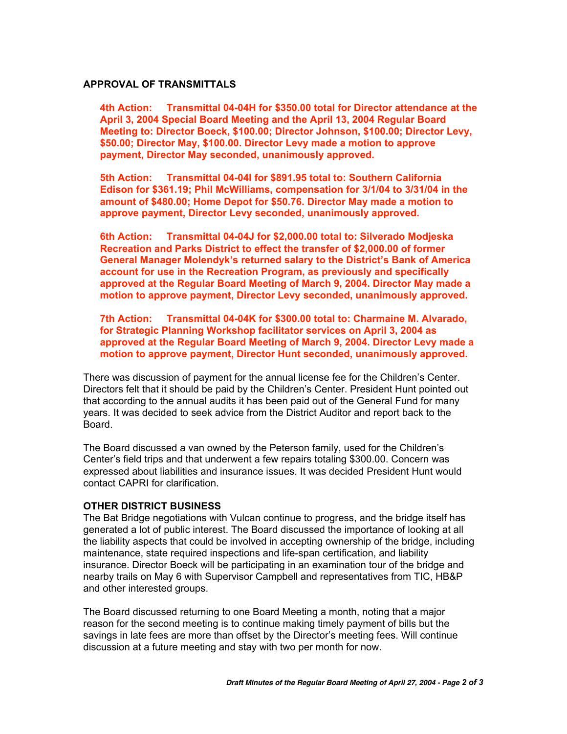**APPROVAL OF TRANSMITTALS**

**4th Action: Transmittal 04-04H for $350.00 total for Director attendance at the April 3, 2004 Special Board Meeting and the April 13, 2004 Regular Board Meeting to: Director Boeck, $100.00; Director Johnson, $100.00; Director Levy, $50.00; Director May, $100.00. Director Levy made a motion to approve payment, Director May seconded, unanimously approved.**

**5th Action: Transmittal 04-04I for $891.95 total to: Southern California Edison for $361.19; Phil McWilliams, compensation for 3/1/04 to 3/31/04 in the amount of $480.00; Home Depot for $50.76. Director May made a motion to approve payment, Director Levy seconded, unanimously approved.**

**6th Action: Transmittal 04-04J for $2,000.00 total to: Silverado Modjeska Recreation and Parks District to effect the transfer of $2,000.00 of former General Manager Molendyk's returned salary to the District's Bank of America account for use in the Recreation Program, as previously and specifically approved at the Regular Board Meeting of March 9, 2004. Director May made a motion to approve payment, Director Levy seconded, unanimously approved.**

**7th Action: Transmittal 04-04K for $300.00 total to: Charmaine M. Alvarado, for Strategic Planning Workshop facilitator services on April 3, 2004 as approved at the Regular Board Meeting of March 9, 2004. Director Levy made a motion to approve payment, Director Hunt seconded, unanimously approved.**

There was discussion of payment for the annual license fee for the Children's Center. Directors felt that it should be paid by the Children's Center. President Hunt pointed out that according to the annual audits it has been paid out of the General Fund for many years. It was decided to seek advice from the District Auditor and report back to the Board.

The Board discussed a van owned by the Peterson family, used for the Children's Center's field trips and that underwent a few repairs totaling $300.00. Concern was expressed about liabilities and insurance issues. It was decided President Hunt would contact CAPRI for clarification.

**OTHER DISTRICT BUSINESS**

The Bat Bridge negotiations with Vulcan continue to progress, and the bridge itself has generated a lot of public interest. The Board discussed the importance of looking at all the liability aspects that could be involved in accepting ownership of the bridge, including maintenance, state required inspections and life-span certification, and liability insurance. Director Boeck will be participating in an examination tour of the bridge and nearby trails on May 6 with Supervisor Campbell and representatives from TIC, HB&P and other interested groups.

The Board discussed returning to one Board Meeting a month, noting that a major reason for the second meeting is to continue making timely payment of bills but the savings in late fees are more than offset by the Director's meeting fees. Will continue discussion at a future meeting and stay with two per month for now.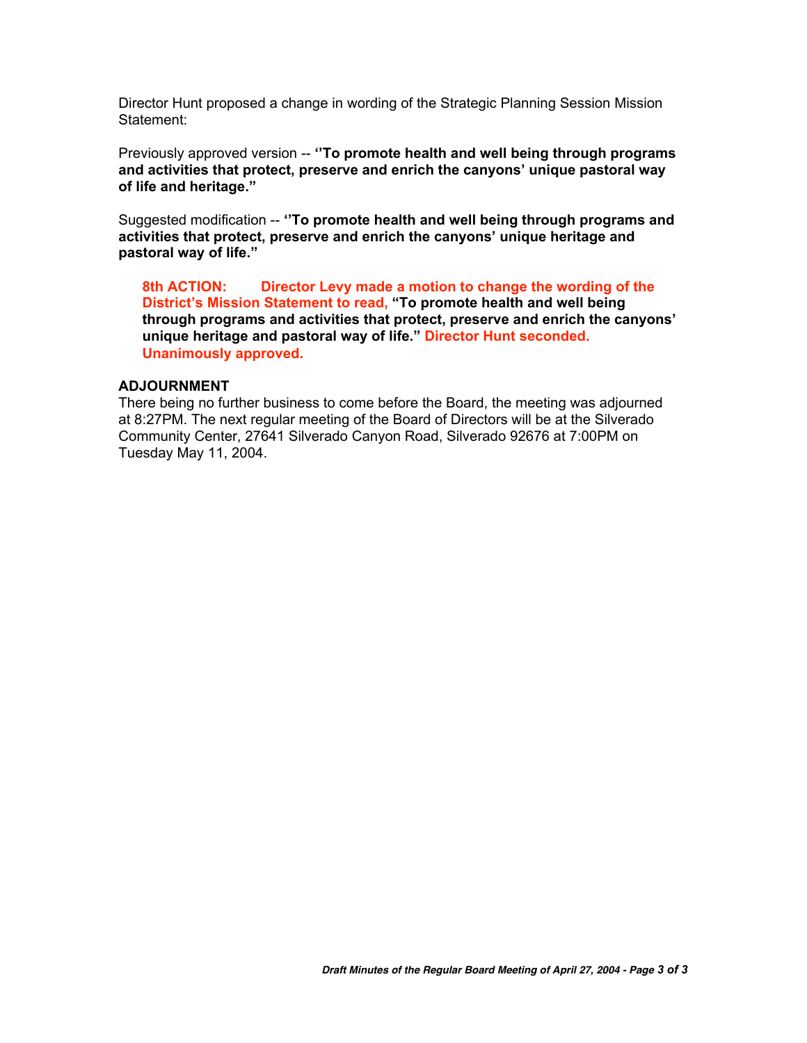Director Hunt proposed a change in wording of the Strategic Planning Session Mission Statement:

Previously approved version -- **''To promote health and well being through programs and activities that protect, preserve and enrich the canyons' unique pastoral way of life and heritage."**

Suggested modification -- **''To promote health and well being through programs and activities that protect, preserve and enrich the canyons' unique heritage and pastoral way of life."**

> **8th ACTION: Director Levy made a motion to change the wording of the District's Mission Statement to read, "To promote health and well being through programs and activities that protect, preserve and enrich the canyons' unique heritage and pastoral way of life." Director Hunt seconded. Unanimously approved.**

**ADJOURNMENT**

There being no further business to come before the Board, the meeting was adjourned at 8:27PM. The next regular meeting of the Board of Directors will be at the Silverado Community Center, 27641 Silverado Canyon Road, Silverado 92676 at 7:00PM on Tuesday May 11, 2004.